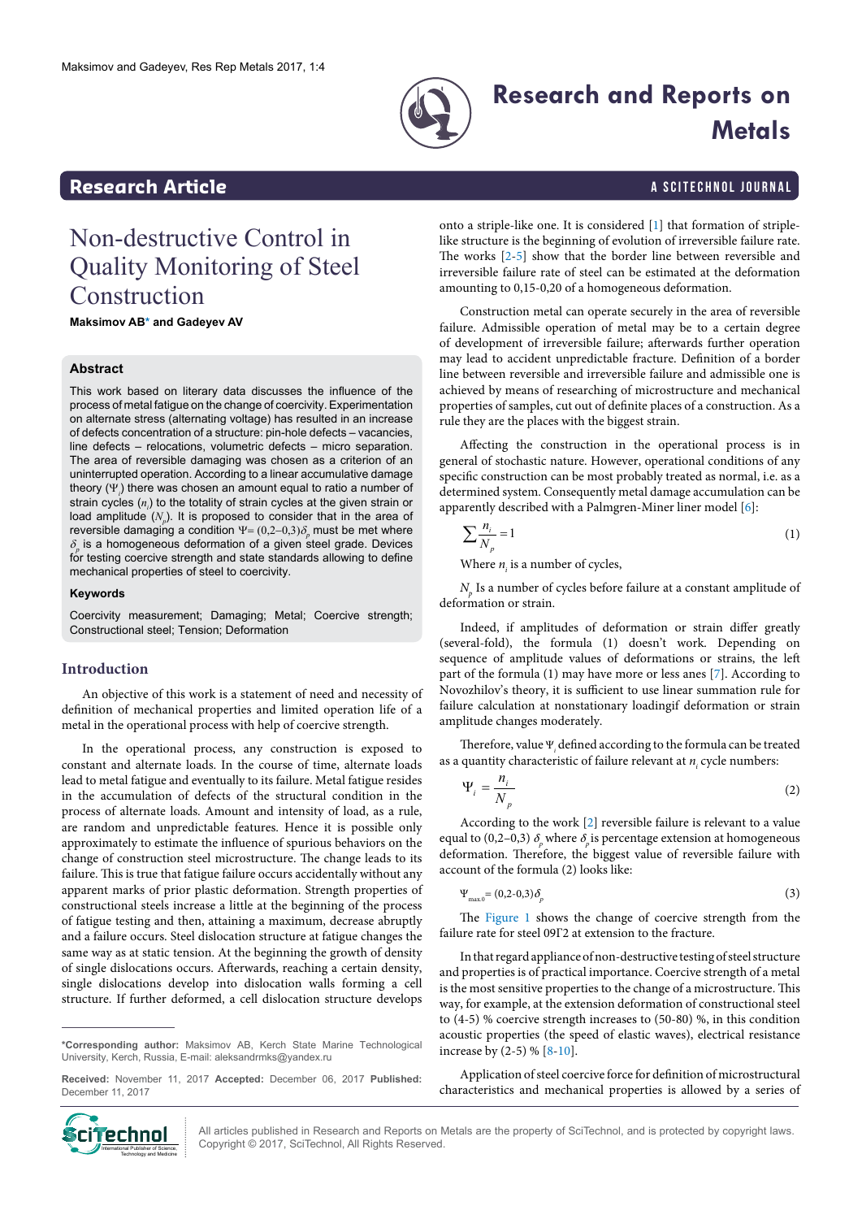**Research Article**

# Non-destructive Control in Quality Monitoring of Steel Construction

**Maksimov AB* and Gadeyev AV**

## Abstract

This work based on literary data discusses the influence of the process of metal fatigue on the change of coercivity. Experimentation on alternate stress (alternating voltage) has resulted in an increase of defects concentration of a structure: pin-hole defects – vacancies, line defects – relocations, volumetric defects – micro separation. The area of reversible damaging was chosen as a criterion of an uninterrupted operation. According to a linear accumulative damage theory ($\Psi_i$) there was chosen an amount equal to ratio a number of strain cycles ($n_i$) to the totality of strain cycles at the given strain or load amplitude ($N_p$). It is proposed to consider that in the area of reversible damaging a condition $\Psi = (0{,}2–0{,}3)\delta_p$ must be met where $\delta_p$ is a homogeneous deformation of a given steel grade. Devices for testing coercive strength and state standards allowing to define mechanical properties of steel to coercivity.

### Keywords

Coercivity measurement; Damaging; Metal; Coercive strength; Constructional steel; Tension; Deformation

## Introduction

An objective of this work is a statement of need and necessity of definition of mechanical properties and limited operation life of a metal in the operational process with help of coercive strength.

In the operational process, any construction is exposed to constant and alternate loads. In the course of time, alternate loads lead to metal fatigue and eventually to its failure. Metal fatigue resides in the accumulation of defects of the structural condition in the process of alternate loads. Amount and intensity of load, as a rule, are random and unpredictable features. Hence it is possible only approximately to estimate the influence of spurious behaviors on the change of construction steel microstructure. The change leads to its failure. This is true that fatigue failure occurs accidentally without any apparent marks of prior plastic deformation. Strength properties of constructional steels increase a little at the beginning of the process of fatigue testing and then, attaining a maximum, decrease abruptly and a failure occurs. Steel dislocation structure at fatigue changes the same way as at static tension. At the beginning the growth of density of single dislocations occurs. Afterwards, reaching a certain density, single dislocations develop into dislocation walls forming a cell structure. If further deformed, a cell dislocation structure develops onto a striple-like one. It is considered [1] that formation of striple-like structure is the beginning of evolution of irreversible failure rate. The works [2-5] show that the border line between reversible and irreversible failure rate of steel can be estimated at the deformation amounting to 0,15-0,20 of a homogeneous deformation.

Construction metal can operate securely in the area of reversible failure. Admissible operation of metal may be to a certain degree of development of irreversible failure; afterwards further operation may lead to accident unpredictable fracture. Definition of a border line between reversible and irreversible failure and admissible one is achieved by means of researching of microstructure and mechanical properties of samples, cut out of definite places of a construction. As a rule they are the places with the biggest strain.

Affecting the construction in the operational process is in general of stochastic nature. However, operational conditions of any specific construction can be most probably treated as normal, i.e. as a determined system. Consequently metal damage accumulation can be apparently described with a Palmgren-Miner liner model [6]:

$$\sum \frac{n_i}{N_p} = 1 \qquad (1)$$

Where $n_i$ is a number of cycles,

$N_p$ Is a number of cycles before failure at a constant amplitude of deformation or strain.

Indeed, if amplitudes of deformation or strain differ greatly (several-fold), the formula (1) doesn't work. Depending on sequence of amplitude values of deformations or strains, the left part of the formula (1) may have more or less anes [7]. According to Novozhilov's theory, it is sufficient to use linear summation rule for failure calculation at nonstationary loadingif deformation or strain amplitude changes moderately.

Therefore, value $\Psi_i$ defined according to the formula can be treated as a quantity characteristic of failure relevant at $n_i$ cycle numbers:

$$\Psi_i = \frac{n_i}{N_p} \qquad (2)$$

According to the work [2] reversible failure is relevant to a value equal to (0,2–0,3) $\delta_p$ where $\delta_p$ is percentage extension at homogeneous deformation. Therefore, the biggest value of reversible failure with account of the formula (2) looks like:

$$\Psi_{\max 0} = (0{,}2\text{-}0{,}3)\delta_p \qquad (3)$$

The Figure 1 shows the change of coercive strength from the failure rate for steel 09Г2 at extension to the fracture.

In that regard appliance of non-destructive testing of steel structure and properties is of practical importance. Coercive strength of a metal is the most sensitive properties to the change of a microstructure. This way, for example, at the extension deformation of constructional steel to (4-5) % coercive strength increases to (50-80) %, in this condition acoustic properties (the speed of elastic waves), electrical resistance increase by (2-5) % [8-10].

Application of steel coercive force for definition of microstructural characteristics and mechanical properties is allowed by a series of

*Corresponding author: Maksimov AB, Kerch State Marine Technological University, Kerch, Russia, E-mail: aleksandrmks@yandex.ru

Received: November 11, 2017 Accepted: December 06, 2017 Published: December 11, 2017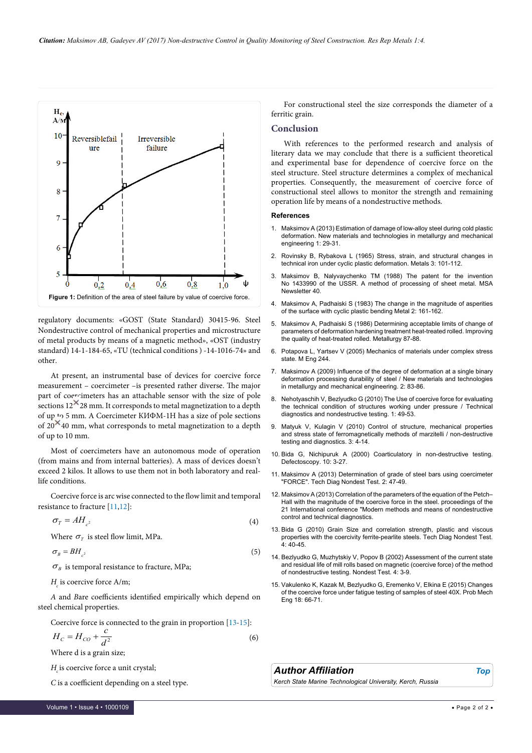$H_c$, A/M

10

9

8

7

6

5

0

0,2

0,4

0,6

0,8

1,0

ψ

Reversiblefail ure

Irreversible failure

**Figure 1:** Definition of the area of steel failure by value of coercive force.

regulatory documents: «GOST (State Standard) 30415-96. Steel Nondestructive control of mechanical properties and microstructure of metal products by means of a magnetic method», «OST (industry standard) 14-1-184-65, «TU (technical conditions ) -14-1016-74» and other.

At present, an instrumental base of devices for coercive force measurement – coercimeter –is presented rather diverse. The major part of coercimeters has an attachable sensor with the size of pole sections 12×28 mm. It corresponds to metal magnetization to a depth of up to 5 mm. A Coercimeter КИФМ-1Н has a size of pole sections of 20×40 mm, what corresponds to metal magnetization to a depth of up to 10 mm.

Most of coercimeters have an autonomous mode of operation (from mains and from internal batteries). A mass of devices doesn't exceed 2 kilos. It allows to use them not in both laboratory and real-life conditions.

Coercive force is arc wise connected to the flow limit and temporal resistance to fracture [11,12]:

$$\sigma_T = AH_{c^2} \quad (4)$$

Where $\sigma_T$ is steel flow limit, MPa.

$$\sigma_B = BH_{c^2} \quad (5)$$

$\sigma_B$ is temporal resistance to fracture, MPa;

$H_c$ is coercive force A/m;

*A* and Bare coefficients identified empirically which depend on steel chemical properties.

Coercive force is connected to the grain in proportion [13-15]:

$$H_C = H_{CO} + \frac{c}{d^2} \quad (6)$$

Where d is a grain size;

$H_c$ is coercive force a unit crystal;

*C* is a coefficient depending on a steel type.

For constructional steel the size corresponds the diameter of a ferritic grain.

## Conclusion

With references to the performed research and analysis of literary data we may conclude that there is a sufficient theoretical and experimental base for dependence of coercive force on the steel structure. Steel structure determines a complex of mechanical properties. Consequently, the measurement of coercive force of constructional steel allows to monitor the strength and remaining operation life by means of a nondestructive methods.

### References

1. Maksimov A (2013) Estimation of damage of low-alloy steel during cold plastic deformation. New materials and technologies in metallurgy and mechanical engineering 1: 29-31.
2. Rovinsky B, Rybakova L (1965) Stress, strain, and structural changes in technical iron under cyclic plastic deformation. Metals 3: 101-112.
3. Maksimov B, Nalyvaychenko TM (1988) The patent for the invention No 1433990 of the USSR. A method of processing of sheet metal. MSA Newsletter 40.
4. Maksimov A, Padhaiski S (1983) The change in the magnitude of asperities of the surface with cyclic plastic bending Metal 2: 161-162.
5. Maksimov A, Padhaiski S (1986) Determining acceptable limits of change of parameters of deformation hardening treatment heat-treated rolled. Improving the quality of heat-treated rolled. Metallurgy 87-88.
6. Potapova L, Yartsev V (2005) Mechanics of materials under complex stress state. M Eng 244.
7. Maksimov A (2009) Influence of the degree of deformation at a single binary deformation processing durability of steel / New materials and technologies in metallurgy and mechanical engineering. 2: 83-86.
8. Nehotyaschih V, Bezlyudko G (2010) The Use of coercive force for evaluating the technical condition of structures working under pressure / Technical diagnostics and nondestructive testing. 1: 49-53.
9. Matyuk V, Kulagin V (2010) Control of structure, mechanical properties and stress state of ferromagnetically methods of marzitelli / non-destructive testing and diagnostics. 3: 4-14.
10. Bida G, Nichipuruk A (2000) Coarticulatory in non-destructive testing. Defectoscopy. 10: 3-27.
11. Maksimov A (2013) Determination of grade of steel bars using coercimeter "FORCE". Tech Diag Nondest Test. 2: 47-49.
12. Maksimov A (2013) Correlation of the parameters of the equation of the Petch–Hall with the magnitude of the coercive force in the steel. proceedings of the 21 International conference "Modern methods and means of nondestructive control and technical diagnostics.
13. Bida G (2010) Grain Size and correlation strength, plastic and viscous properties with the coercivity ferrite-pearlite steels. Tech Diag Nondest Test. 4: 40-45.
14. Bezlyudko G, Muzhytskiy V, Popov B (2002) Assessment of the current state and residual life of mill rolls based on magnetic (coercive force) of the method of nondestructive testing. Nondest Test. 4: 3-9.
15. Vakulenko K, Kazak M, Bezlyudko G, Eremenko V, Elkina E (2015) Changes of the coercive force under fatigue testing of samples of steel 40X. Prob Mech Eng 18: 66-71.

## Author Affiliation

*Kerch State Marine Technological University, Kerch, Russia*